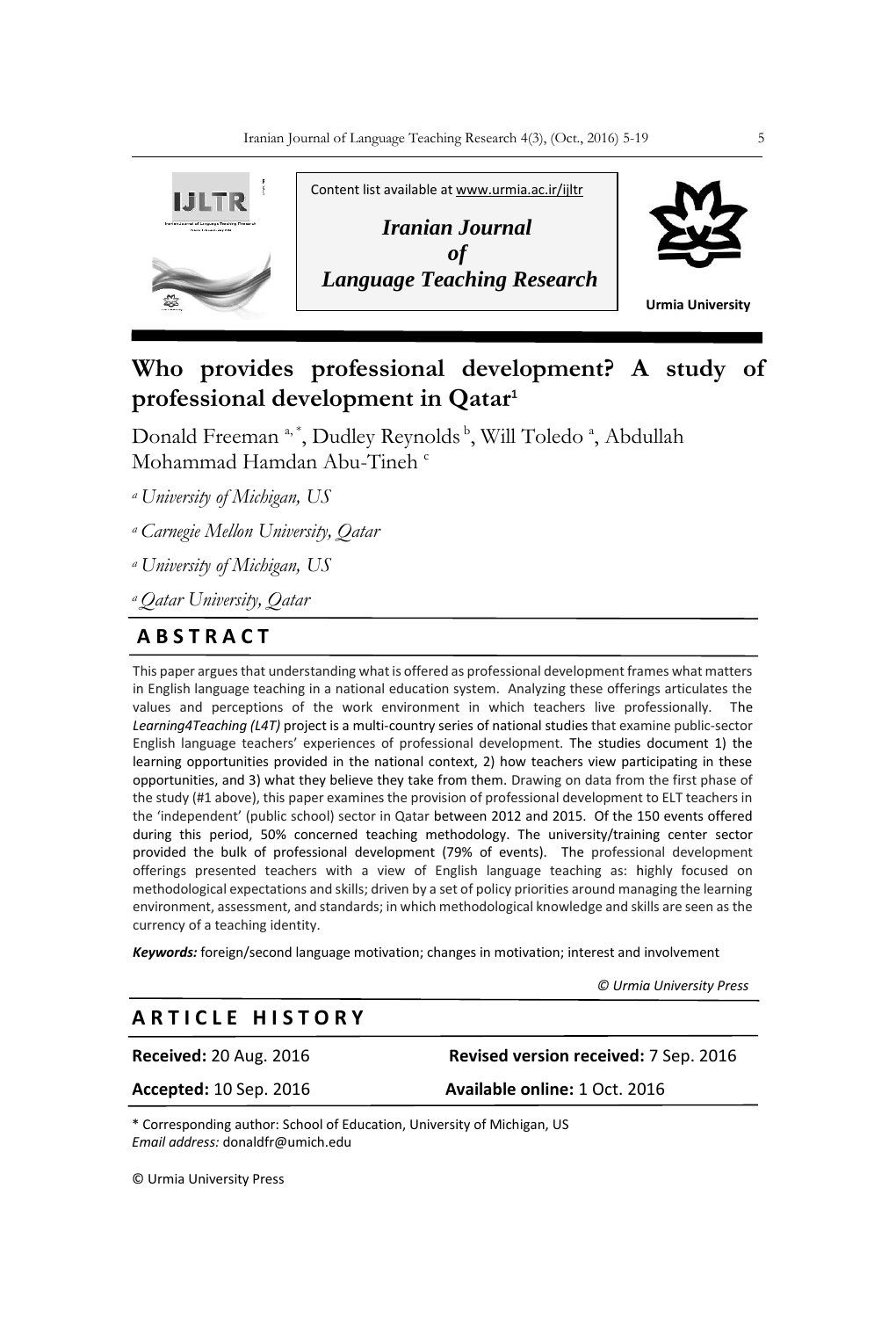Content list available at www.urmia.ac.ir/ijltr

*Iranian Journal of Language Teaching Research*

Urmia University

# Who provides professional development? A study of professional development in Qatar[1]

Donald Freeman [a, *], Dudley Reynolds [b], Will Toledo [a], Abdullah Mohammad Hamdan Abu-Tineh [c]

[a] *University of Michigan, US*

[a] *Carnegie Mellon University, Qatar*

[a] *University of Michigan, US*

[a] *Qatar University, Qatar*

## A B S T R A C T

This paper argues that understanding what is offered as professional development frames what matters in English language teaching in a national education system. Analyzing these offerings articulates the values and perceptions of the work environment in which teachers live professionally. The *Learning4Teaching (L4T)* project is a multi-country series of national studies that examine public-sector English language teachers' experiences of professional development. The studies document 1) the learning opportunities provided in the national context, 2) how teachers view participating in these opportunities, and 3) what they believe they take from them. Drawing on data from the first phase of the study (#1 above), this paper examines the provision of professional development to ELT teachers in the 'independent' (public school) sector in Qatar between 2012 and 2015. Of the 150 events offered during this period, 50% concerned teaching methodology. The university/training center sector provided the bulk of professional development (79% of events). The professional development offerings presented teachers with a view of English language teaching as: highly focused on methodological expectations and skills; driven by a set of policy priorities around managing the learning environment, assessment, and standards; in which methodological knowledge and skills are seen as the currency of a teaching identity.

***Keywords:*** foreign/second language motivation; changes in motivation; interest and involvement

*© Urmia University Press*

## A R T I C L E H I S T O R Y

**Received:** 20 Aug. 2016 **Revised version received:** 7 Sep. 2016

**Accepted:** 10 Sep. 2016 **Available online:** 1 Oct. 2016

\* Corresponding author: School of Education, University of Michigan, US
*Email address:* donaldfr@umich.edu

© Urmia University Press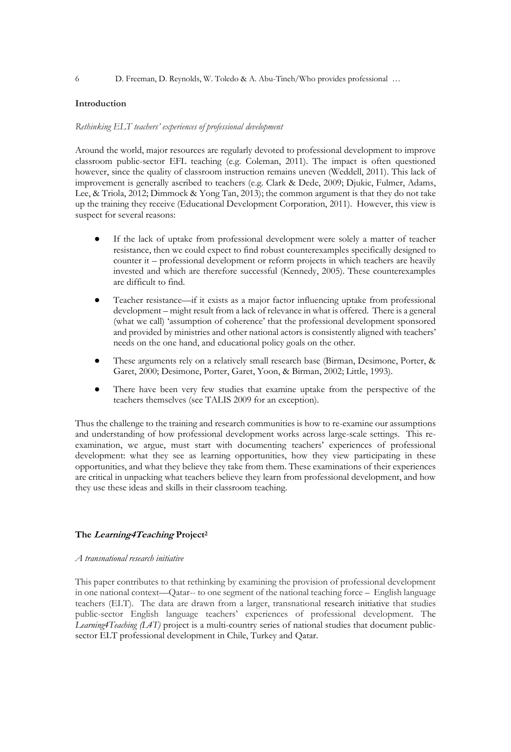## Introduction

*Rethinking ELT teachers' experiences of professional development*

Around the world, major resources are regularly devoted to professional development to improve classroom public-sector EFL teaching (e.g. Coleman, 2011). The impact is often questioned however, since the quality of classroom instruction remains uneven (Weddell, 2011). This lack of improvement is generally ascribed to teachers (e.g. Clark & Dede, 2009; Djukic, Fulmer, Adams, Lee, & Triola, 2012; Dimmock & Yong Tan, 2013); the common argument is that they do not take up the training they receive (Educational Development Corporation, 2011). However, this view is suspect for several reasons:

- If the lack of uptake from professional development were solely a matter of teacher resistance, then we could expect to find robust counterexamples specifically designed to counter it – professional development or reform projects in which teachers are heavily invested and which are therefore successful (Kennedy, 2005). These counterexamples are difficult to find.
- Teacher resistance—if it exists as a major factor influencing uptake from professional development – might result from a lack of relevance in what is offered. There is a general (what we call) 'assumption of coherence' that the professional development sponsored and provided by ministries and other national actors is consistently aligned with teachers' needs on the one hand, and educational policy goals on the other.
- These arguments rely on a relatively small research base (Birman, Desimone, Porter, & Garet, 2000; Desimone, Porter, Garet, Yoon, & Birman, 2002; Little, 1993).
- There have been very few studies that examine uptake from the perspective of the teachers themselves (see TALIS 2009 for an exception).

Thus the challenge to the training and research communities is how to re-examine our assumptions and understanding of how professional development works across large-scale settings. This re-examination, we argue, must start with documenting teachers' experiences of professional development: what they see as learning opportunities, how they view participating in these opportunities, and what they believe they take from them. These examinations of their experiences are critical in unpacking what teachers believe they learn from professional development, and how they use these ideas and skills in their classroom teaching.

## The *Learning4Teaching* Project[2]

*A transnational research initiative*

This paper contributes to that rethinking by examining the provision of professional development in one national context—Qatar-- to one segment of the national teaching force – English language teachers (ELT). The data are drawn from a larger, transnational research initiative that studies public-sector English language teachers' experiences of professional development. The *Learning4Teaching (L4T)* project is a multi-country series of national studies that document public-sector ELT professional development in Chile, Turkey and Qatar.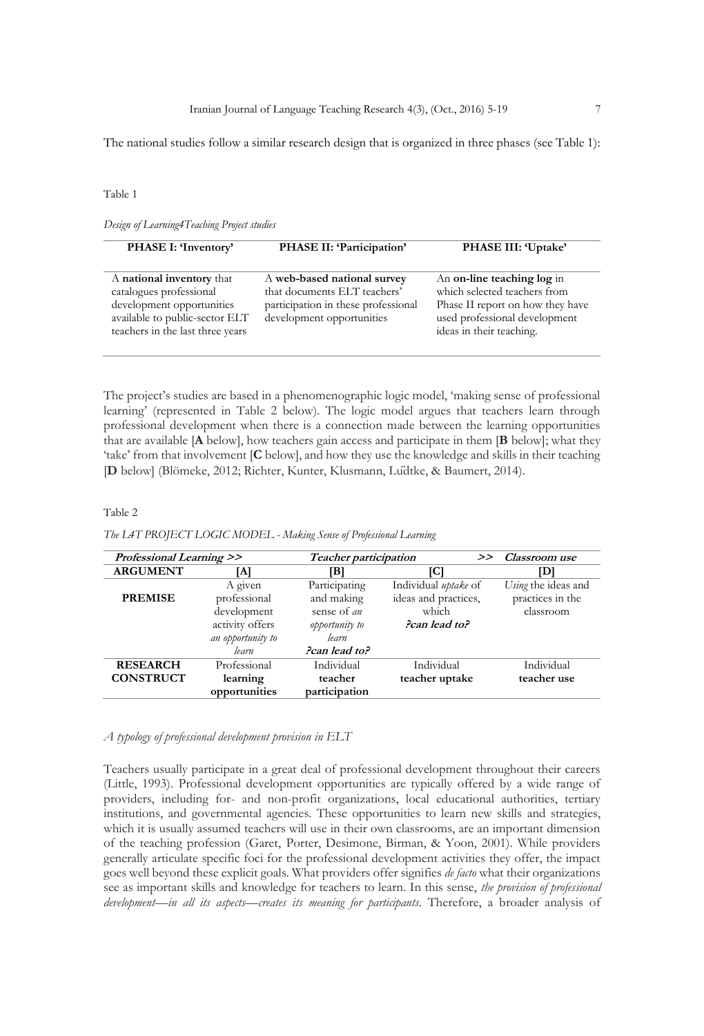The national studies follow a similar research design that is organized in three phases (see Table 1):

Table 1

*Design of Learning4Teaching Project studies*

| PHASE I: 'Inventory' | PHASE II: 'Participation' | PHASE III: 'Uptake' |
|---|---|---|
| A **national inventory** that catalogues professional development opportunities available to public-sector ELT teachers in the last three years | A **web-based national survey** that documents ELT teachers' participation in these professional development opportunities | An **on-line teaching log** in which selected teachers from Phase II report on how they have used professional development ideas in their teaching. |

The project's studies are based in a phenomenographic logic model, 'making sense of professional learning' (represented in Table 2 below). The logic model argues that teachers learn through professional development when there is a connection made between the learning opportunities that are available [**A** below], how teachers gain access and participate in them [**B** below]; what they 'take' from that involvement [**C** below], and how they use the knowledge and skills in their teaching [**D** below] (Blömeke, 2012; Richter, Kunter, Klusmann, Lüdtke, & Baumert, 2014).

Table 2

*The L4T PROJECT LOGIC MODEL - Making Sense of Professional Learning*

| ***Professional Learning >>*** | | ***Teacher participation*** | ***>>*** | ***Classroom use*** |
|---|---|---|---|---|
| **ARGUMENT** | **[A]** | **[B]** | **[C]** | **[D]** |
| **PREMISE** | A given professional development activity offers *an opportunity to learn* | Participating and making sense of *an opportunity to learn* ***?can lead to?*** | Individual *uptake* of ideas and practices, which ***?can lead to?*** | *Using* the ideas and practices in the classroom |
| **RESEARCH CONSTRUCT** | Professional **learning opportunities** | Individual **teacher participation** | Individual **teacher uptake** | Individual **teacher use** |

*A typology of professional development provision in ELT*

Teachers usually participate in a great deal of professional development throughout their careers (Little, 1993). Professional development opportunities are typically offered by a wide range of providers, including for- and non-profit organizations, local educational authorities, tertiary institutions, and governmental agencies. These opportunities to learn new skills and strategies, which it is usually assumed teachers will use in their own classrooms, are an important dimension of the teaching profession (Garet, Porter, Desimone, Birman, & Yoon, 2001). While providers generally articulate specific foci for the professional development activities they offer, the impact goes well beyond these explicit goals. What providers offer signifies *de facto* what their organizations see as important skills and knowledge for teachers to learn. In this sense, *the provision of professional development—in all its aspects—creates its meaning for participants*. Therefore, a broader analysis of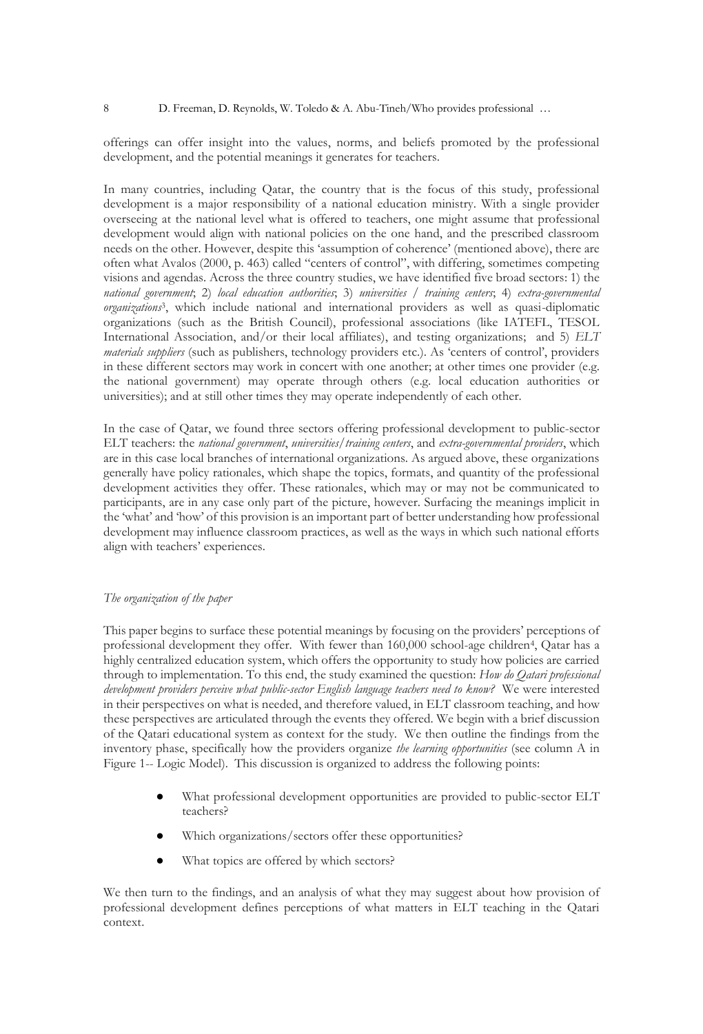offerings can offer insight into the values, norms, and beliefs promoted by the professional development, and the potential meanings it generates for teachers.

In many countries, including Qatar, the country that is the focus of this study, professional development is a major responsibility of a national education ministry. With a single provider overseeing at the national level what is offered to teachers, one might assume that professional development would align with national policies on the one hand, and the prescribed classroom needs on the other. However, despite this 'assumption of coherence' (mentioned above), there are often what Avalos (2000, p. 463) called "centers of control", with differing, sometimes competing visions and agendas. Across the three country studies, we have identified five broad sectors: 1) the *national government*; 2) *local education authorities*; 3) *universities / training centers*; 4) *extra-governmental organizations*[3], which include national and international providers as well as quasi-diplomatic organizations (such as the British Council), professional associations (like IATEFL, TESOL International Association, and/or their local affiliates), and testing organizations; and 5) *ELT materials suppliers* (such as publishers, technology providers etc.). As 'centers of control', providers in these different sectors may work in concert with one another; at other times one provider (e.g. the national government) may operate through others (e.g. local education authorities or universities); and at still other times they may operate independently of each other.

In the case of Qatar, we found three sectors offering professional development to public-sector ELT teachers: the *national government*, *universities/training centers*, and *extra-governmental providers*, which are in this case local branches of international organizations. As argued above, these organizations generally have policy rationales, which shape the topics, formats, and quantity of the professional development activities they offer. These rationales, which may or may not be communicated to participants, are in any case only part of the picture, however. Surfacing the meanings implicit in the 'what' and 'how' of this provision is an important part of better understanding how professional development may influence classroom practices, as well as the ways in which such national efforts align with teachers' experiences.

*The organization of the paper*

This paper begins to surface these potential meanings by focusing on the providers' perceptions of professional development they offer. With fewer than 160,000 school-age children[4], Qatar has a highly centralized education system, which offers the opportunity to study how policies are carried through to implementation. To this end, the study examined the question: *How do Qatari professional development providers perceive what public-sector English language teachers need to know?* We were interested in their perspectives on what is needed, and therefore valued, in ELT classroom teaching, and how these perspectives are articulated through the events they offered. We begin with a brief discussion of the Qatari educational system as context for the study. We then outline the findings from the inventory phase, specifically how the providers organize *the learning opportunities* (see column A in Figure 1-- Logic Model). This discussion is organized to address the following points:

- What professional development opportunities are provided to public-sector ELT teachers?
- Which organizations/sectors offer these opportunities?
- What topics are offered by which sectors?

We then turn to the findings, and an analysis of what they may suggest about how provision of professional development defines perceptions of what matters in ELT teaching in the Qatari context.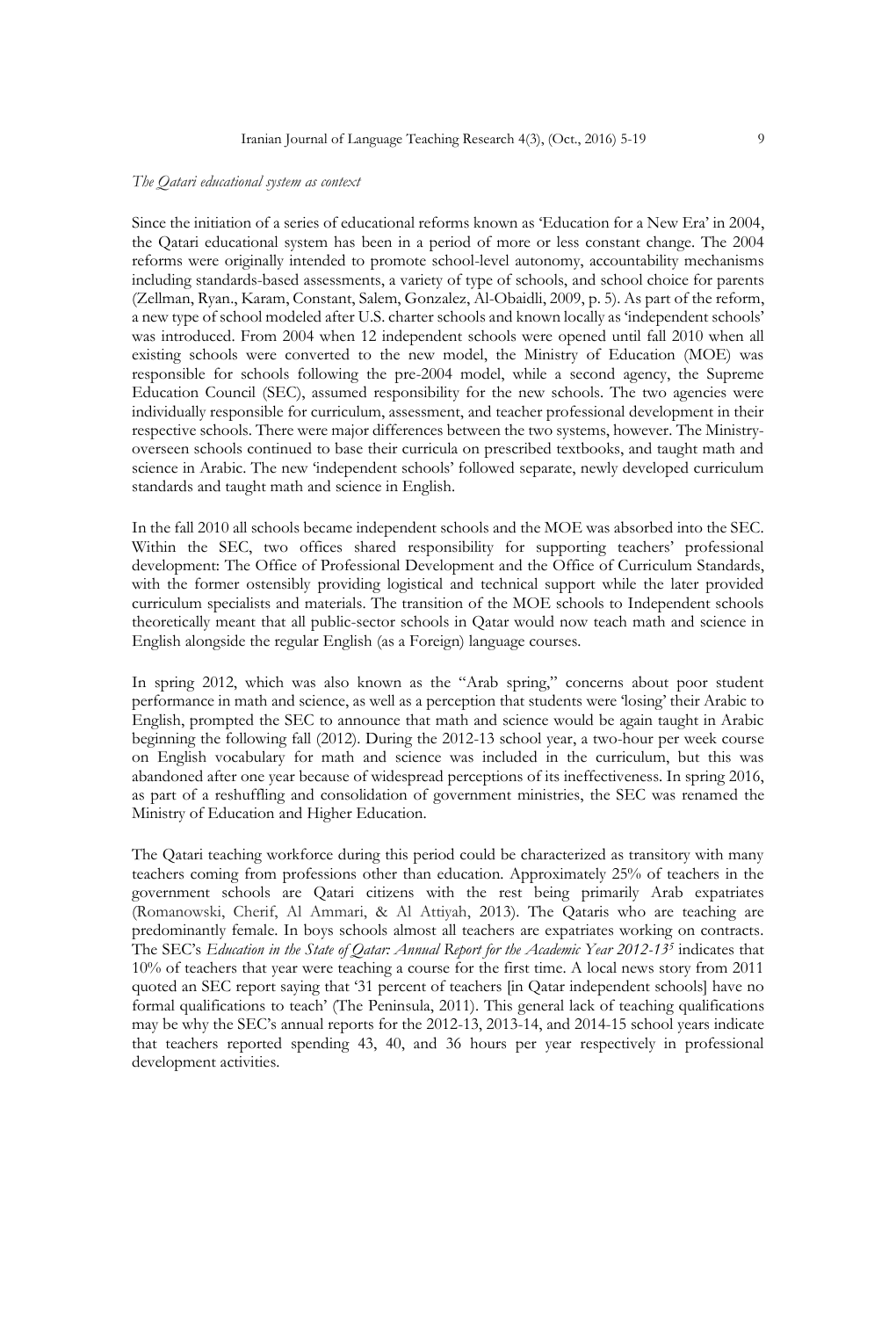*The Qatari educational system as context*

Since the initiation of a series of educational reforms known as 'Education for a New Era' in 2004, the Qatari educational system has been in a period of more or less constant change. The 2004 reforms were originally intended to promote school-level autonomy, accountability mechanisms including standards-based assessments, a variety of type of schools, and school choice for parents (Zellman, Ryan., Karam, Constant, Salem, Gonzalez, Al-Obaidli, 2009, p. 5). As part of the reform, a new type of school modeled after U.S. charter schools and known locally as 'independent schools' was introduced. From 2004 when 12 independent schools were opened until fall 2010 when all existing schools were converted to the new model, the Ministry of Education (MOE) was responsible for schools following the pre-2004 model, while a second agency, the Supreme Education Council (SEC), assumed responsibility for the new schools. The two agencies were individually responsible for curriculum, assessment, and teacher professional development in their respective schools. There were major differences between the two systems, however. The Ministry-overseen schools continued to base their curricula on prescribed textbooks, and taught math and science in Arabic. The new 'independent schools' followed separate, newly developed curriculum standards and taught math and science in English.

In the fall 2010 all schools became independent schools and the MOE was absorbed into the SEC. Within the SEC, two offices shared responsibility for supporting teachers' professional development: The Office of Professional Development and the Office of Curriculum Standards, with the former ostensibly providing logistical and technical support while the later provided curriculum specialists and materials. The transition of the MOE schools to Independent schools theoretically meant that all public-sector schools in Qatar would now teach math and science in English alongside the regular English (as a Foreign) language courses.

In spring 2012, which was also known as the "Arab spring," concerns about poor student performance in math and science, as well as a perception that students were 'losing' their Arabic to English, prompted the SEC to announce that math and science would be again taught in Arabic beginning the following fall (2012). During the 2012-13 school year, a two-hour per week course on English vocabulary for math and science was included in the curriculum, but this was abandoned after one year because of widespread perceptions of its ineffectiveness. In spring 2016, as part of a reshuffling and consolidation of government ministries, the SEC was renamed the Ministry of Education and Higher Education.

The Qatari teaching workforce during this period could be characterized as transitory with many teachers coming from professions other than education. Approximately 25% of teachers in the government schools are Qatari citizens with the rest being primarily Arab expatriates (Romanowski, Cherif, Al Ammari, & Al Attiyah, 2013). The Qataris who are teaching are predominantly female. In boys schools almost all teachers are expatriates working on contracts. The SEC's *Education in the State of Qatar: Annual Report for the Academic Year 2012-13*[5] indicates that 10% of teachers that year were teaching a course for the first time. A local news story from 2011 quoted an SEC report saying that '31 percent of teachers [in Qatar independent schools] have no formal qualifications to teach' (The Peninsula, 2011). This general lack of teaching qualifications may be why the SEC's annual reports for the 2012-13, 2013-14, and 2014-15 school years indicate that teachers reported spending 43, 40, and 36 hours per year respectively in professional development activities.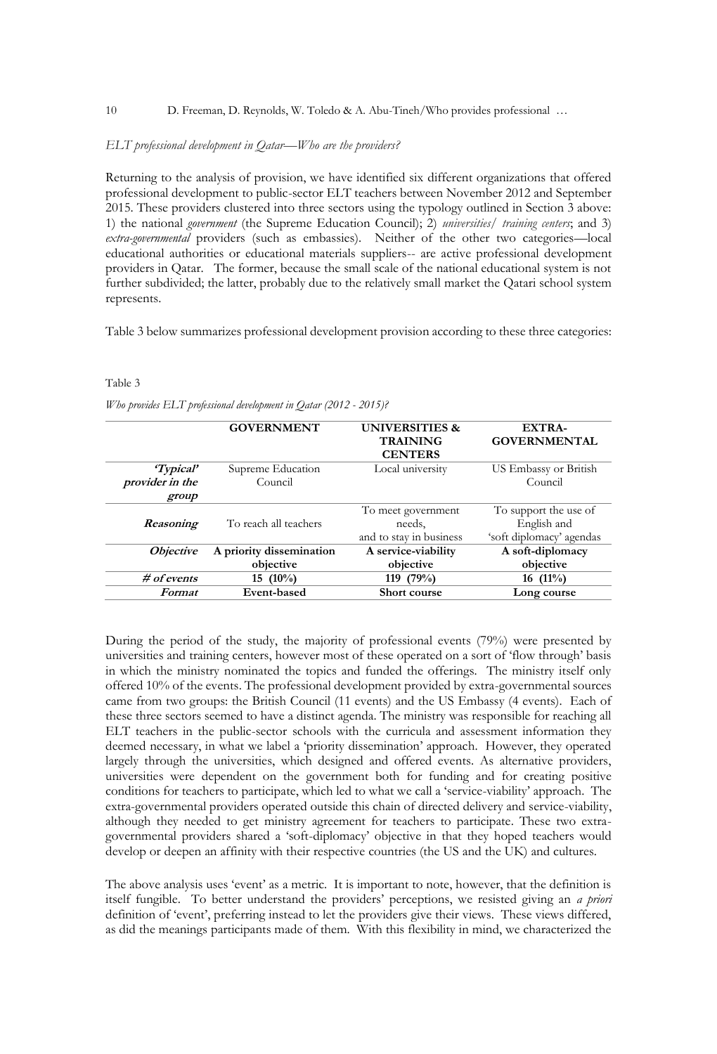*ELT professional development in Qatar—Who are the providers?*

Returning to the analysis of provision, we have identified six different organizations that offered professional development to public-sector ELT teachers between November 2012 and September 2015. These providers clustered into three sectors using the typology outlined in Section 3 above: 1) the national *government* (the Supreme Education Council); 2) *universities/ training centers*; and 3) *extra-governmental* providers (such as embassies). Neither of the other two categories—local educational authorities or educational materials suppliers-- are active professional development providers in Qatar. The former, because the small scale of the national educational system is not further subdivided; the latter, probably due to the relatively small market the Qatari school system represents.

Table 3 below summarizes professional development provision according to these three categories:

Table 3

*Who provides ELT professional development in Qatar (2012 - 2015)?*

| | **GOVERNMENT** | **UNIVERSITIES & TRAINING CENTERS** | **EXTRA-GOVERNMENTAL** |
|---|---|---|---|
| ***'Typical' provider in the group*** | Supreme Education Council | Local university | US Embassy or British Council |
| ***Reasoning*** | To reach all teachers | To meet government needs, and to stay in business | To support the use of English and 'soft diplomacy' agendas |
| ***Objective*** | **A priority dissemination objective** | **A service-viability objective** | **A soft-diplomacy objective** |
| ***# of events*** | **15 (10%)** | **119 (79%)** | **16 (11%)** |
| ***Format*** | **Event-based** | **Short course** | **Long course** |

During the period of the study, the majority of professional events (79%) were presented by universities and training centers, however most of these operated on a sort of 'flow through' basis in which the ministry nominated the topics and funded the offerings. The ministry itself only offered 10% of the events. The professional development provided by extra-governmental sources came from two groups: the British Council (11 events) and the US Embassy (4 events). Each of these three sectors seemed to have a distinct agenda. The ministry was responsible for reaching all ELT teachers in the public-sector schools with the curricula and assessment information they deemed necessary, in what we label a 'priority dissemination' approach. However, they operated largely through the universities, which designed and offered events. As alternative providers, universities were dependent on the government both for funding and for creating positive conditions for teachers to participate, which led to what we call a 'service-viability' approach. The extra-governmental providers operated outside this chain of directed delivery and service-viability, although they needed to get ministry agreement for teachers to participate. These two extra-governmental providers shared a 'soft-diplomacy' objective in that they hoped teachers would develop or deepen an affinity with their respective countries (the US and the UK) and cultures.

The above analysis uses 'event' as a metric. It is important to note, however, that the definition is itself fungible. To better understand the providers' perceptions, we resisted giving an *a priori* definition of 'event', preferring instead to let the providers give their views. These views differed, as did the meanings participants made of them. With this flexibility in mind, we characterized the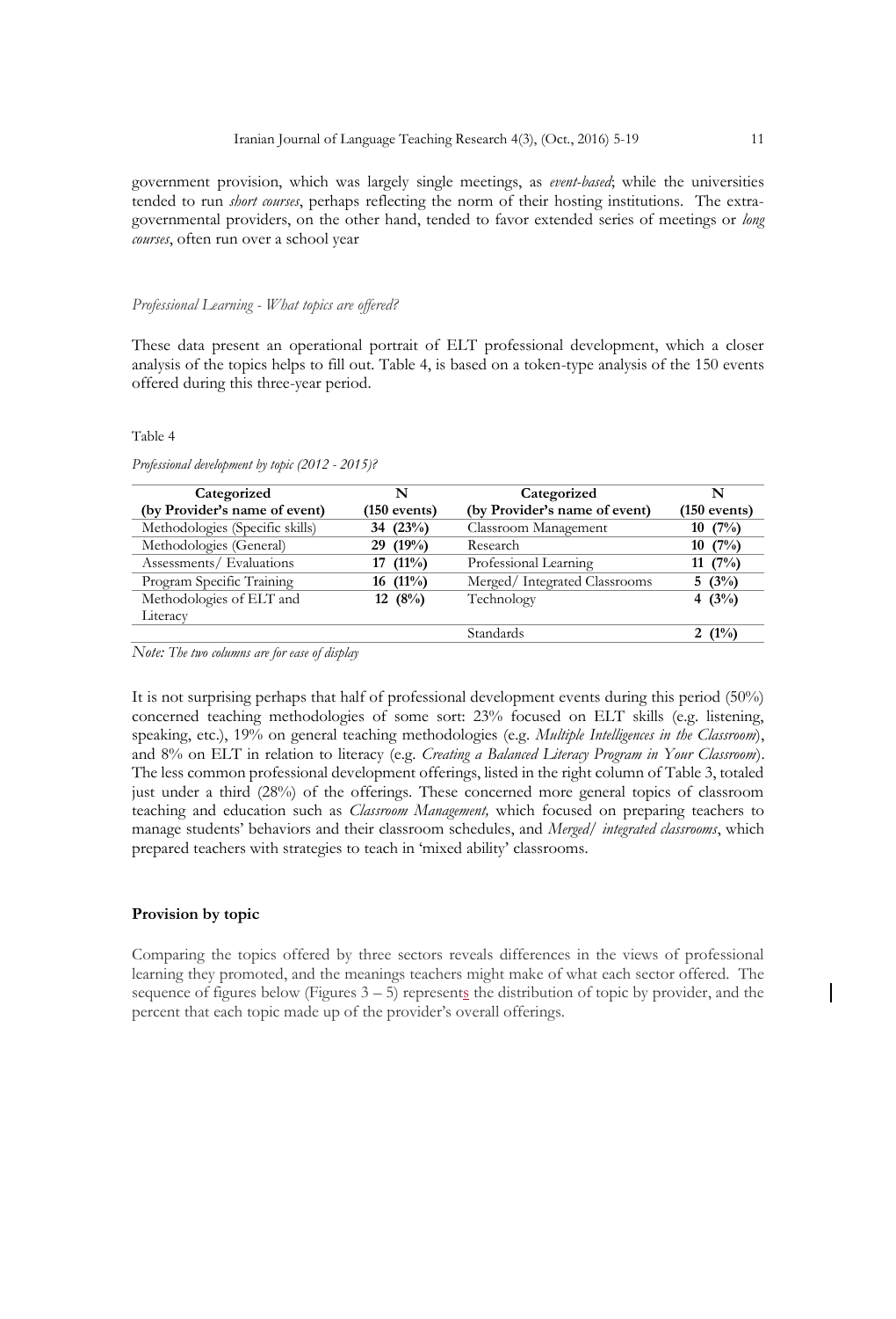government provision, which was largely single meetings, as *event-based*; while the universities tended to run *short courses*, perhaps reflecting the norm of their hosting institutions. The extra-governmental providers, on the other hand, tended to favor extended series of meetings or *long courses*, often run over a school year

*Professional Learning - What topics are offered?*

These data present an operational portrait of ELT professional development, which a closer analysis of the topics helps to fill out. Table 4, is based on a token-type analysis of the 150 events offered during this three-year period.

Table 4

*Professional development by topic (2012 - 2015)?*

| Categorized (by Provider's name of event) | N (150 events) | Categorized (by Provider's name of event) | N (150 events) |
|---|---|---|---|
| Methodologies (Specific skills) | **34 (23%)** | Classroom Management | **10 (7%)** |
| Methodologies (General) | **29 (19%)** | Research | **10 (7%)** |
| Assessments/ Evaluations | **17 (11%)** | Professional Learning | **11 (7%)** |
| Program Specific Training | **16 (11%)** | Merged/ Integrated Classrooms | **5 (3%)** |
| Methodologies of ELT and Literacy | **12 (8%)** | Technology | **4 (3%)** |
| | | Standards | **2 (1%)** |

*Note: The two columns are for ease of display*

It is not surprising perhaps that half of professional development events during this period (50%) concerned teaching methodologies of some sort: 23% focused on ELT skills (e.g. listening, speaking, etc.), 19% on general teaching methodologies (e.g. *Multiple Intelligences in the Classroom*), and 8% on ELT in relation to literacy (e.g. *Creating a Balanced Literacy Program in Your Classroom*). The less common professional development offerings, listed in the right column of Table 3, totaled just under a third (28%) of the offerings. These concerned more general topics of classroom teaching and education such as *Classroom Management,* which focused on preparing teachers to manage students' behaviors and their classroom schedules, and *Merged/ integrated classrooms*, which prepared teachers with strategies to teach in 'mixed ability' classrooms.

## Provision by topic

Comparing the topics offered by three sectors reveals differences in the views of professional learning they promoted, and the meanings teachers might make of what each sector offered. The sequence of figures below (Figures 3 – 5) represents the distribution of topic by provider, and the percent that each topic made up of the provider's overall offerings.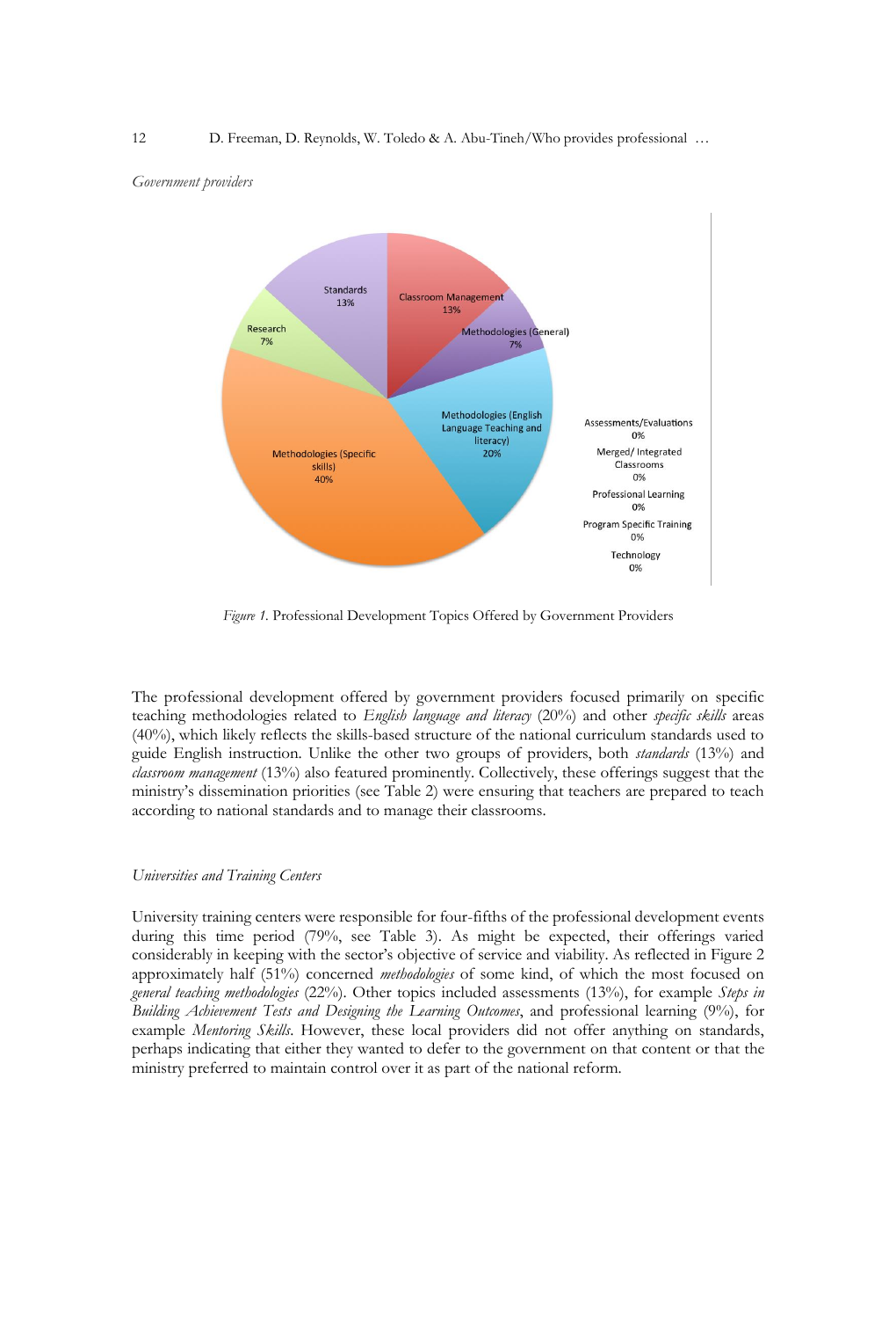*Government providers*

*Figure 1.* Professional Development Topics Offered by Government Providers

The professional development offered by government providers focused primarily on specific teaching methodologies related to *English language and literacy* (20%) and other *specific skills* areas (40%), which likely reflects the skills-based structure of the national curriculum standards used to guide English instruction. Unlike the other two groups of providers, both *standards* (13%) and *classroom management* (13%) also featured prominently. Collectively, these offerings suggest that the ministry's dissemination priorities (see Table 2) were ensuring that teachers are prepared to teach according to national standards and to manage their classrooms.

*Universities and Training Centers*

University training centers were responsible for four-fifths of the professional development events during this time period (79%, see Table 3). As might be expected, their offerings varied considerably in keeping with the sector's objective of service and viability. As reflected in Figure 2 approximately half (51%) concerned *methodologies* of some kind, of which the most focused on *general teaching methodologies* (22%). Other topics included assessments (13%), for example *Steps in Building Achievement Tests and Designing the Learning Outcomes*, and professional learning (9%), for example *Mentoring Skills*. However, these local providers did not offer anything on standards, perhaps indicating that either they wanted to defer to the government on that content or that the ministry preferred to maintain control over it as part of the national reform.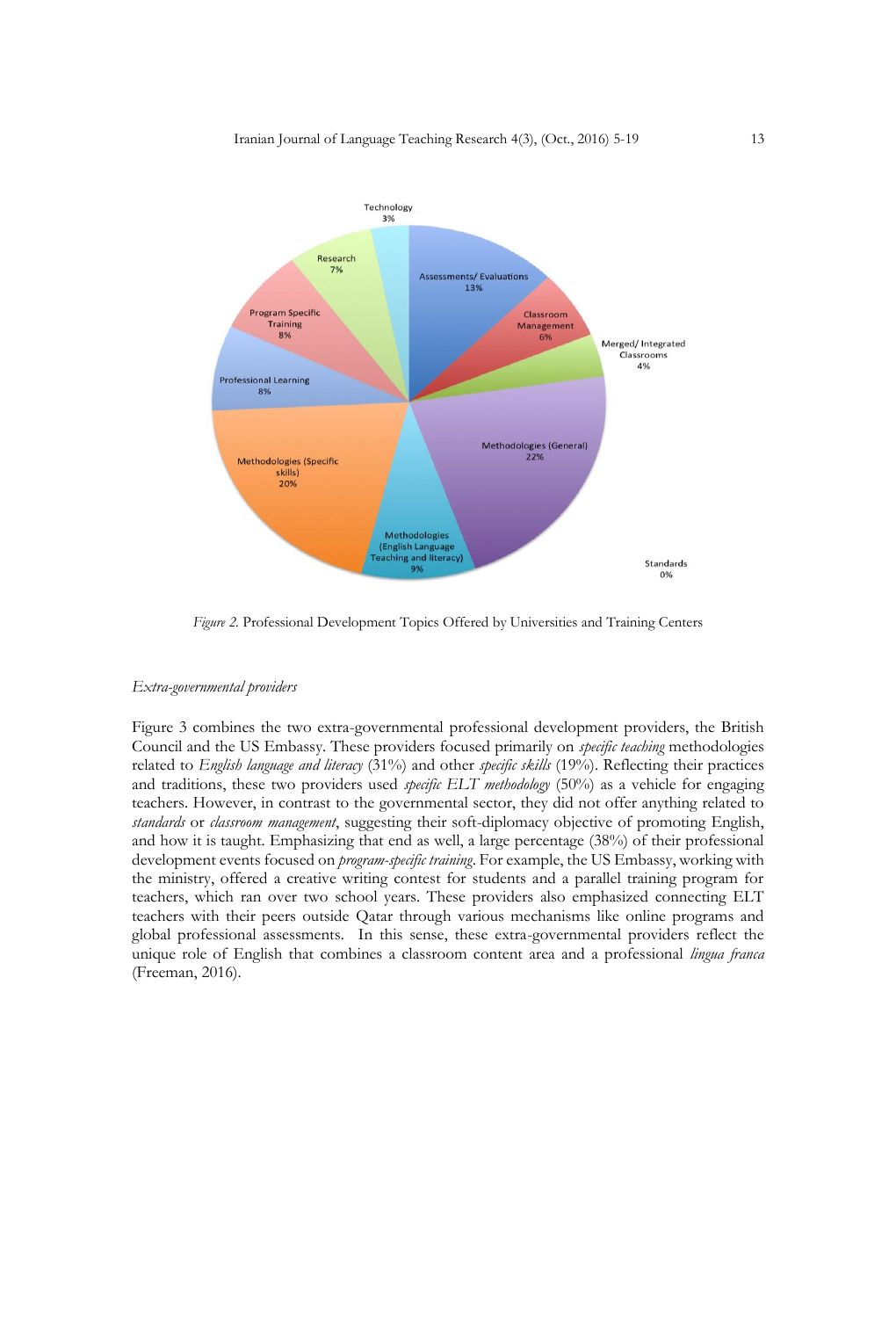*Figure 2.* Professional Development Topics Offered by Universities and Training Centers

*Extra-governmental providers*

Figure 3 combines the two extra-governmental professional development providers, the British Council and the US Embassy. These providers focused primarily on *specific teaching* methodologies related to *English language and literacy* (31%) and other *specific skills* (19%). Reflecting their practices and traditions, these two providers used *specific ELT methodology* (50%) as a vehicle for engaging teachers. However, in contrast to the governmental sector, they did not offer anything related to *standards* or *classroom management*, suggesting their soft-diplomacy objective of promoting English, and how it is taught. Emphasizing that end as well, a large percentage (38%) of their professional development events focused on *program-specific training*. For example, the US Embassy, working with the ministry, offered a creative writing contest for students and a parallel training program for teachers, which ran over two school years. These providers also emphasized connecting ELT teachers with their peers outside Qatar through various mechanisms like online programs and global professional assessments. In this sense, these extra-governmental providers reflect the unique role of English that combines a classroom content area and a professional *lingua franca* (Freeman, 2016).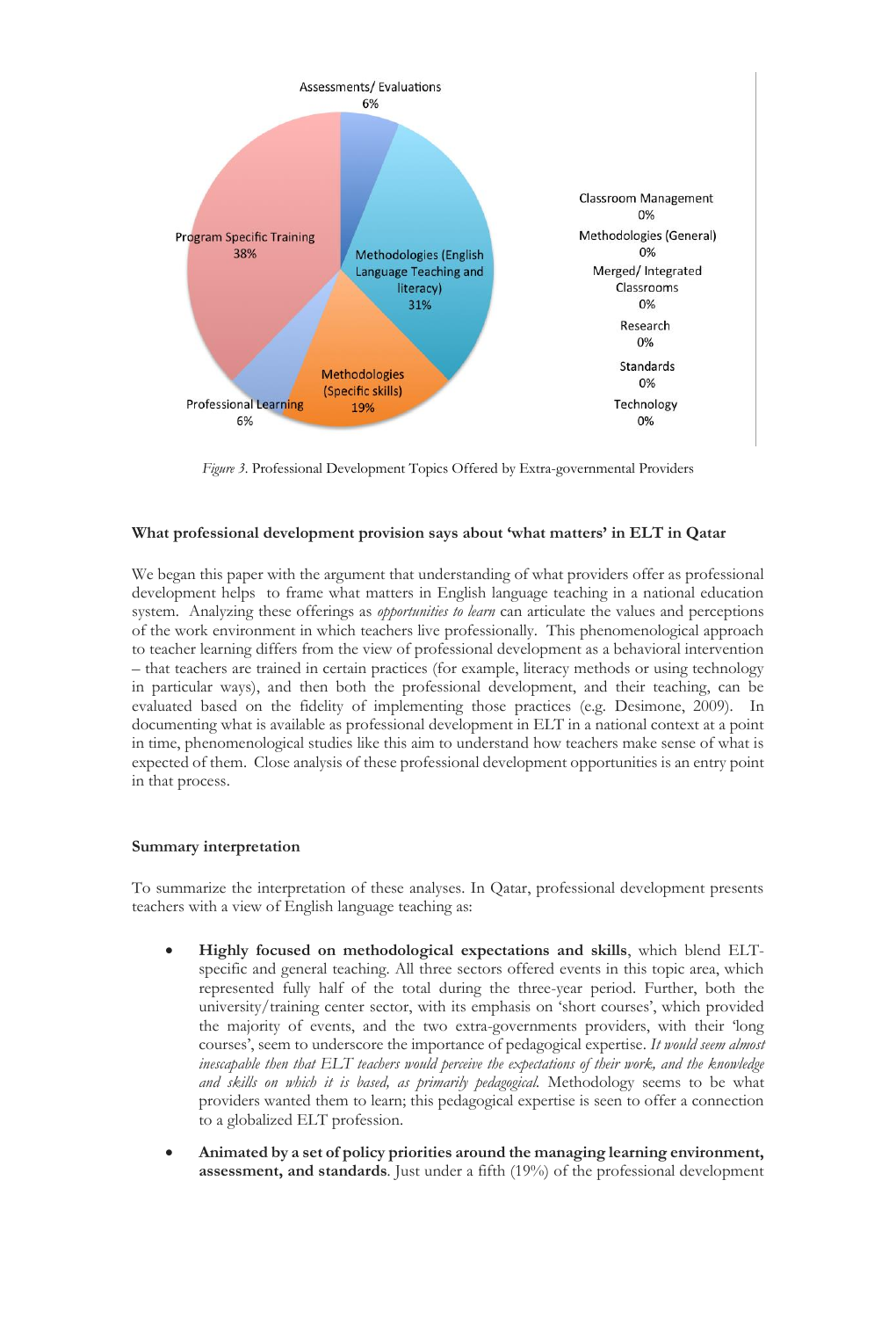Assessments/ Evaluations 6%

Program Specific Training 38%

Methodologies (English Language Teaching and literacy) 31%

Methodologies (Specific skills) 19%

Professional Learning 6%

Classroom Management 0%

Methodologies (General) 0%

Merged/ Integrated Classrooms 0%

Research 0%

Standards 0%

Technology 0%

*Figure 3.* Professional Development Topics Offered by Extra-governmental Providers

### What professional development provision says about 'what matters' in ELT in Qatar

We began this paper with the argument that understanding of what providers offer as professional development helps to frame what matters in English language teaching in a national education system. Analyzing these offerings as *opportunities to learn* can articulate the values and perceptions of the work environment in which teachers live professionally. This phenomenological approach to teacher learning differs from the view of professional development as a behavioral intervention – that teachers are trained in certain practices (for example, literacy methods or using technology in particular ways), and then both the professional development, and their teaching, can be evaluated based on the fidelity of implementing those practices (e.g. Desimone, 2009). In documenting what is available as professional development in ELT in a national context at a point in time, phenomenological studies like this aim to understand how teachers make sense of what is expected of them. Close analysis of these professional development opportunities is an entry point in that process.

### Summary interpretation

To summarize the interpretation of these analyses. In Qatar, professional development presents teachers with a view of English language teaching as:

- **Highly focused on methodological expectations and skills**, which blend ELT-specific and general teaching. All three sectors offered events in this topic area, which represented fully half of the total during the three-year period. Further, both the university/training center sector, with its emphasis on 'short courses', which provided the majority of events, and the two extra-governments providers, with their 'long courses', seem to underscore the importance of pedagogical expertise. *It would seem almost inescapable then that ELT teachers would perceive the expectations of their work, and the knowledge and skills on which it is based, as primarily pedagogical.* Methodology seems to be what providers wanted them to learn; this pedagogical expertise is seen to offer a connection to a globalized ELT profession.
- **Animated by a set of policy priorities around the managing learning environment, assessment, and standards**. Just under a fifth (19%) of the professional development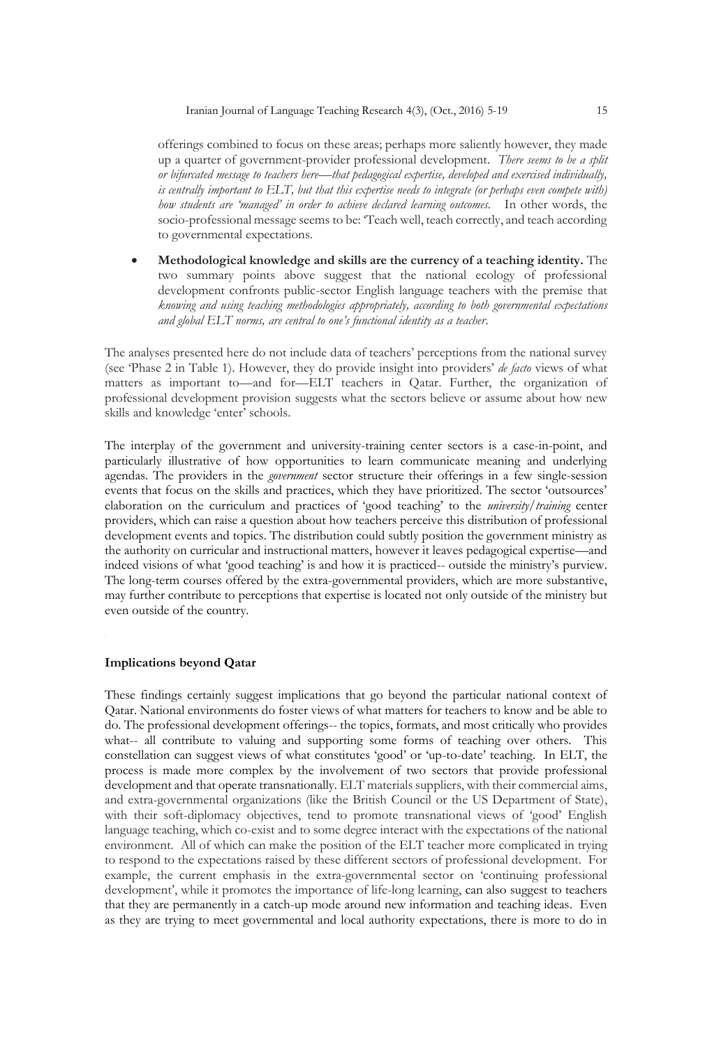offerings combined to focus on these areas; perhaps more saliently however, they made up a quarter of government-provider professional development. *There seems to be a split or bifurcated message to teachers here—that pedagogical expertise, developed and exercised individually, is centrally important to ELT, but that this expertise needs to integrate (or perhaps even compete with) how students are 'managed' in order to achieve declared learning outcomes.* In other words, the socio-professional message seems to be: 'Teach well, teach correctly, and teach according to governmental expectations.

- **Methodological knowledge and skills are the currency of a teaching identity.** The two summary points above suggest that the national ecology of professional development confronts public-sector English language teachers with the premise that *knowing and using teaching methodologies appropriately, according to both governmental expectations and global ELT norms, are central to one's functional identity as a teacher.*

The analyses presented here do not include data of teachers' perceptions from the national survey (see 'Phase 2 in Table 1). However, they do provide insight into providers' *de facto* views of what matters as important to—and for—ELT teachers in Qatar. Further, the organization of professional development provision suggests what the sectors believe or assume about how new skills and knowledge 'enter' schools.

The interplay of the government and university-training center sectors is a case-in-point, and particularly illustrative of how opportunities to learn communicate meaning and underlying agendas. The providers in the *government* sector structure their offerings in a few single-session events that focus on the skills and practices, which they have prioritized. The sector 'outsources' elaboration on the curriculum and practices of 'good teaching' to the *university/training* center providers, which can raise a question about how teachers perceive this distribution of professional development events and topics. The distribution could subtly position the government ministry as the authority on curricular and instructional matters, however it leaves pedagogical expertise—and indeed visions of what 'good teaching' is and how it is practiced-- outside the ministry's purview. The long-term courses offered by the extra-governmental providers, which are more substantive, may further contribute to perceptions that expertise is located not only outside of the ministry but even outside of the country.

**Implications beyond Qatar**

These findings certainly suggest implications that go beyond the particular national context of Qatar. National environments do foster views of what matters for teachers to know and be able to do. The professional development offerings-- the topics, formats, and most critically who provides what-- all contribute to valuing and supporting some forms of teaching over others. This constellation can suggest views of what constitutes 'good' or 'up-to-date' teaching. In ELT, the process is made more complex by the involvement of two sectors that provide professional development and that operate transnationally. ELT materials suppliers, with their commercial aims, and extra-governmental organizations (like the British Council or the US Department of State), with their soft-diplomacy objectives, tend to promote transnational views of 'good' English language teaching, which co-exist and to some degree interact with the expectations of the national environment. All of which can make the position of the ELT teacher more complicated in trying to respond to the expectations raised by these different sectors of professional development. For example, the current emphasis in the extra-governmental sector on 'continuing professional development', while it promotes the importance of life-long learning, can also suggest to teachers that they are permanently in a catch-up mode around new information and teaching ideas. Even as they are trying to meet governmental and local authority expectations, there is more to do in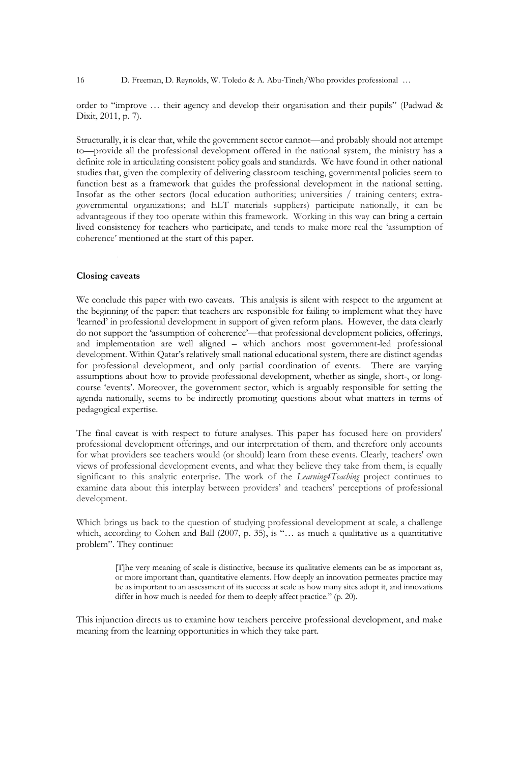order to "improve … their agency and develop their organisation and their pupils" (Padwad & Dixit, 2011, p. 7).

Structurally, it is clear that, while the government sector cannot—and probably should not attempt to—provide all the professional development offered in the national system, the ministry has a definite role in articulating consistent policy goals and standards. We have found in other national studies that, given the complexity of delivering classroom teaching, governmental policies seem to function best as a framework that guides the professional development in the national setting. Insofar as the other sectors (local education authorities; universities / training centers; extra-governmental organizations; and ELT materials suppliers) participate nationally, it can be advantageous if they too operate within this framework. Working in this way can bring a certain lived consistency for teachers who participate, and tends to make more real the 'assumption of coherence' mentioned at the start of this paper.

**Closing caveats**

We conclude this paper with two caveats. This analysis is silent with respect to the argument at the beginning of the paper: that teachers are responsible for failing to implement what they have 'learned' in professional development in support of given reform plans. However, the data clearly do not support the 'assumption of coherence'—that professional development policies, offerings, and implementation are well aligned – which anchors most government-led professional development. Within Qatar's relatively small national educational system, there are distinct agendas for professional development, and only partial coordination of events. There are varying assumptions about how to provide professional development, whether as single, short-, or long-course 'events'. Moreover, the government sector, which is arguably responsible for setting the agenda nationally, seems to be indirectly promoting questions about what matters in terms of pedagogical expertise.

The final caveat is with respect to future analyses. This paper has focused here on providers' professional development offerings, and our interpretation of them, and therefore only accounts for what providers see teachers would (or should) learn from these events. Clearly, teachers' own views of professional development events, and what they believe they take from them, is equally significant to this analytic enterprise. The work of the *Learning4Teaching* project continues to examine data about this interplay between providers' and teachers' perceptions of professional development.

Which brings us back to the question of studying professional development at scale, a challenge which, according to Cohen and Ball (2007, p. 35), is "… as much a qualitative as a quantitative problem". They continue:

> [T]he very meaning of scale is distinctive, because its qualitative elements can be as important as, or more important than, quantitative elements. How deeply an innovation permeates practice may be as important to an assessment of its success at scale as how many sites adopt it, and innovations differ in how much is needed for them to deeply affect practice." (p. 20).

This injunction directs us to examine how teachers perceive professional development, and make meaning from the learning opportunities in which they take part.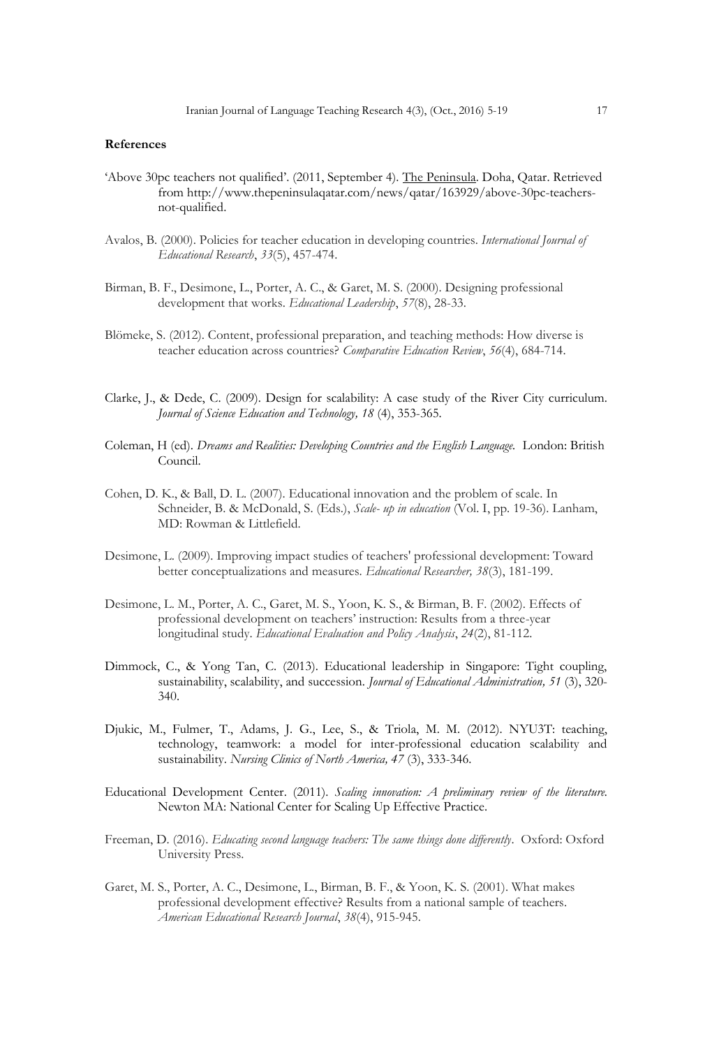**References**

'Above 30pc teachers not qualified'. (2011, September 4). The Peninsula. Doha, Qatar. Retrieved from http://www.thepeninsulaqatar.com/news/qatar/163929/above-30pc-teachers-not-qualified.

Avalos, B. (2000). Policies for teacher education in developing countries. *International Journal of Educational Research*, *33*(5), 457-474.

Birman, B. F., Desimone, L., Porter, A. C., & Garet, M. S. (2000). Designing professional development that works. *Educational Leadership*, *57*(8), 28-33.

Blömeke, S. (2012). Content, professional preparation, and teaching methods: How diverse is teacher education across countries? *Comparative Education Review*, *56*(4), 684-714.

Clarke, J., & Dede, C. (2009). Design for scalability: A case study of the River City curriculum. *Journal of Science Education and Technology, 18* (4), 353-365.

Coleman, H (ed). *Dreams and Realities: Developing Countries and the English Language.* London: British Council.

Cohen, D. K., & Ball, D. L. (2007). Educational innovation and the problem of scale. In Schneider, B. & McDonald, S. (Eds.), *Scale- up in education* (Vol. I, pp. 19-36). Lanham, MD: Rowman & Littlefield.

Desimone, L. (2009). Improving impact studies of teachers' professional development: Toward better conceptualizations and measures. *Educational Researcher, 38*(3), 181-199.

Desimone, L. M., Porter, A. C., Garet, M. S., Yoon, K. S., & Birman, B. F. (2002). Effects of professional development on teachers' instruction: Results from a three-year longitudinal study. *Educational Evaluation and Policy Analysis*, *24*(2), 81-112.

Dimmock, C., & Yong Tan, C. (2013). Educational leadership in Singapore: Tight coupling, sustainability, scalability, and succession. *Journal of Educational Administration, 51* (3), 320-340.

Djukic, M., Fulmer, T., Adams, J. G., Lee, S., & Triola, M. M. (2012). NYU3T: teaching, technology, teamwork: a model for inter-professional education scalability and sustainability. *Nursing Clinics of North America, 47* (3), 333-346.

Educational Development Center. (2011). *Scaling innovation: A preliminary review of the literature.* Newton MA: National Center for Scaling Up Effective Practice.

Freeman, D. (2016). *Educating second language teachers: The same things done differently*. Oxford: Oxford University Press.

Garet, M. S., Porter, A. C., Desimone, L., Birman, B. F., & Yoon, K. S. (2001). What makes professional development effective? Results from a national sample of teachers. *American Educational Research Journal*, *38*(4), 915-945.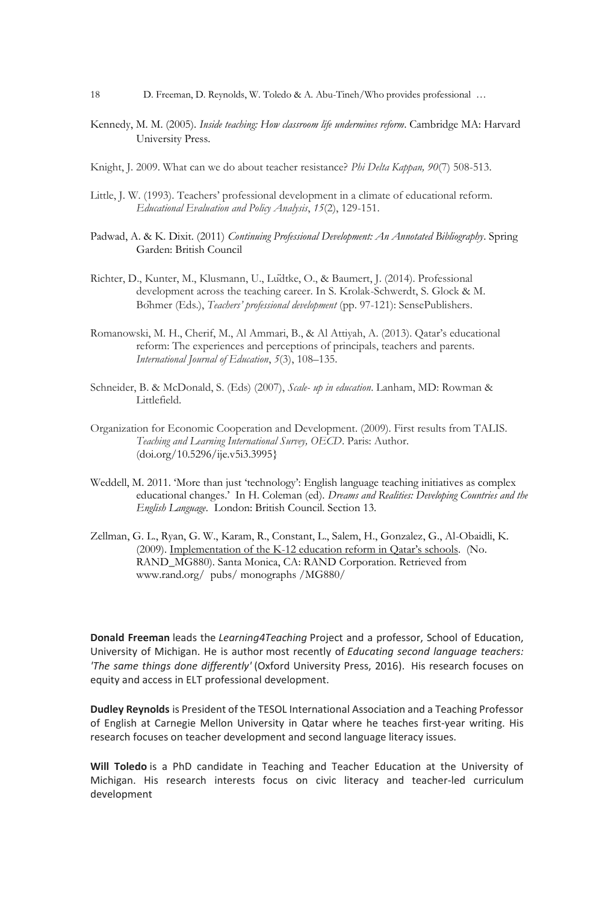Kennedy, M. M. (2005). *Inside teaching: How classroom life undermines reform*. Cambridge MA: Harvard University Press.

Knight, J. 2009. What can we do about teacher resistance? *Phi Delta Kappan, 90*(7) 508-513.

Little, J. W. (1993). Teachers' professional development in a climate of educational reform. *Educational Evaluation and Policy Analysis*, *15*(2), 129-151.

Padwad, A. & K. Dixit. (2011) *Continuing Professional Development: An Annotated Bibliography*. Spring Garden: British Council

Richter, D., Kunter, M., Klusmann, U., Lüdtke, O., & Baumert, J. (2014). Professional development across the teaching career. In S. Krolak-Schwerdt, S. Glock & M. Böhmer (Eds.), *Teachers' professional development* (pp. 97-121): SensePublishers.

Romanowski, M. H., Cherif, M., Al Ammari, B., & Al Attiyah, A. (2013). Qatar's educational reform: The experiences and perceptions of principals, teachers and parents. *International Journal of Education*, *5*(3), 108–135.

Schneider, B. & McDonald, S. (Eds) (2007), *Scale- up in education*. Lanham, MD: Rowman & Littlefield.

Organization for Economic Cooperation and Development. (2009). First results from TALIS. *Teaching and Learning International Survey, OECD*. Paris: Author. (doi.org/10.5296/ije.v5i3.3995}

Weddell, M. 2011. 'More than just 'technology': English language teaching initiatives as complex educational changes.' In H. Coleman (ed). *Dreams and Realities: Developing Countries and the English Language*. London: British Council. Section 13.

Zellman, G. L., Ryan, G. W., Karam, R., Constant, L., Salem, H., Gonzalez, G., Al-Obaidli, K. (2009). Implementation of the K-12 education reform in Qatar's schools. (No. RAND_MG880). Santa Monica, CA: RAND Corporation. Retrieved from www.rand.org/ pubs/ monographs /MG880/

**Donald Freeman** leads the *Learning4Teaching* Project and a professor, School of Education, University of Michigan. He is author most recently of *Educating second language teachers: 'The same things done differently'* (Oxford University Press, 2016). His research focuses on equity and access in ELT professional development.

**Dudley Reynolds** is President of the TESOL International Association and a Teaching Professor of English at Carnegie Mellon University in Qatar where he teaches first-year writing. His research focuses on teacher development and second language literacy issues.

**Will Toledo** is a PhD candidate in Teaching and Teacher Education at the University of Michigan. His research interests focus on civic literacy and teacher-led curriculum development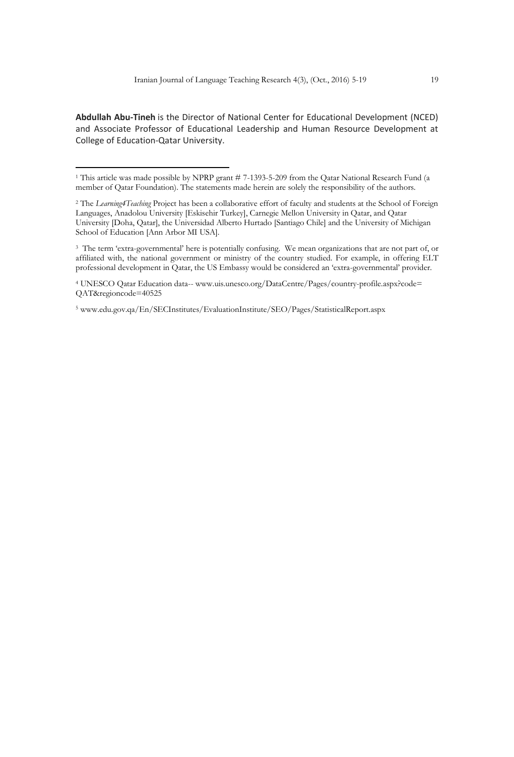**Abdullah Abu-Tineh** is the Director of National Center for Educational Development (NCED) and Associate Professor of Educational Leadership and Human Resource Development at College of Education-Qatar University.

---

[1] This article was made possible by NPRP grant # 7-1393-5-209 from the Qatar National Research Fund (a member of Qatar Foundation). The statements made herein are solely the responsibility of the authors.

[2] The *Learning4Teaching* Project has been a collaborative effort of faculty and students at the School of Foreign Languages, Anadolou University [Eskisehir Turkey], Carnegie Mellon University in Qatar, and Qatar University [Doha, Qatar], the Universidad Alberto Hurtado [Santiago Chile] and the University of Michigan School of Education [Ann Arbor MI USA].

[3] The term 'extra-governmental' here is potentially confusing. We mean organizations that are not part of, or affiliated with, the national government or ministry of the country studied. For example, in offering ELT professional development in Qatar, the US Embassy would be considered an 'extra-governmental' provider.

[4] UNESCO Qatar Education data-- www.uis.unesco.org/DataCentre/Pages/country-profile.aspx?code=QAT&regioncode=40525

[5] www.edu.gov.qa/En/SECInstitutes/EvaluationInstitute/SEO/Pages/StatisticalReport.aspx